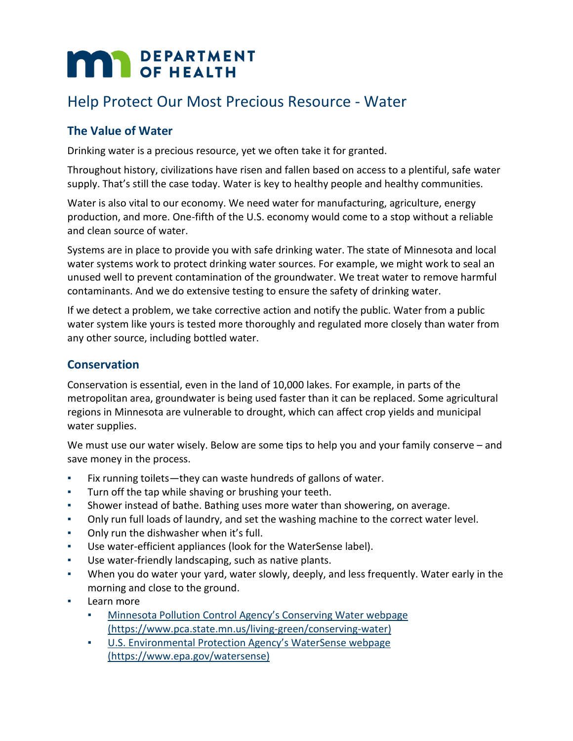DEPARTMENT OF HEALTH

# Help Protect Our Most Precious Resource - Water

## The Value of Water

Drinking water is a precious resource, yet we often take it for granted.

Throughout history, civilizations have risen and fallen based on access to a plentiful, safe water supply. That's still the case today. Water is key to healthy people and healthy communities.

Water is also vital to our economy. We need water for manufacturing, agriculture, energy production, and more. One-fifth of the U.S. economy would come to a stop without a reliable and clean source of water.

Systems are in place to provide you with safe drinking water. The state of Minnesota and local water systems work to protect drinking water sources. For example, we might work to seal an unused well to prevent contamination of the groundwater. We treat water to remove harmful contaminants. And we do extensive testing to ensure the safety of drinking water.

If we detect a problem, we take corrective action and notify the public. Water from a public water system like yours is tested more thoroughly and regulated more closely than water from any other source, including bottled water.

## Conservation

Conservation is essential, even in the land of 10,000 lakes. For example, in parts of the metropolitan area, groundwater is being used faster than it can be replaced. Some agricultural regions in Minnesota are vulnerable to drought, which can affect crop yields and municipal water supplies.

We must use our water wisely. Below are some tips to help you and your family conserve – and save money in the process.

- Fix running toilets—they can waste hundreds of gallons of water.
- Turn off the tap while shaving or brushing your teeth.
- Shower instead of bathe. Bathing uses more water than showering, on average.
- Only run full loads of laundry, and set the washing machine to the correct water level.
- Only run the dishwasher when it's full.
- Use water-efficient appliances (look for the WaterSense label).
- Use water-friendly landscaping, such as native plants.
- When you do water your yard, water slowly, deeply, and less frequently. Water early in the morning and close to the ground.
- Learn more
  - [Minnesota Pollution Control Agency's Conserving Water webpage (https://www.pca.state.mn.us/living-green/conserving-water)](https://www.pca.state.mn.us/living-green/conserving-water)
  - [U.S. Environmental Protection Agency's WaterSense webpage (https://www.epa.gov/watersense)](https://www.epa.gov/watersense)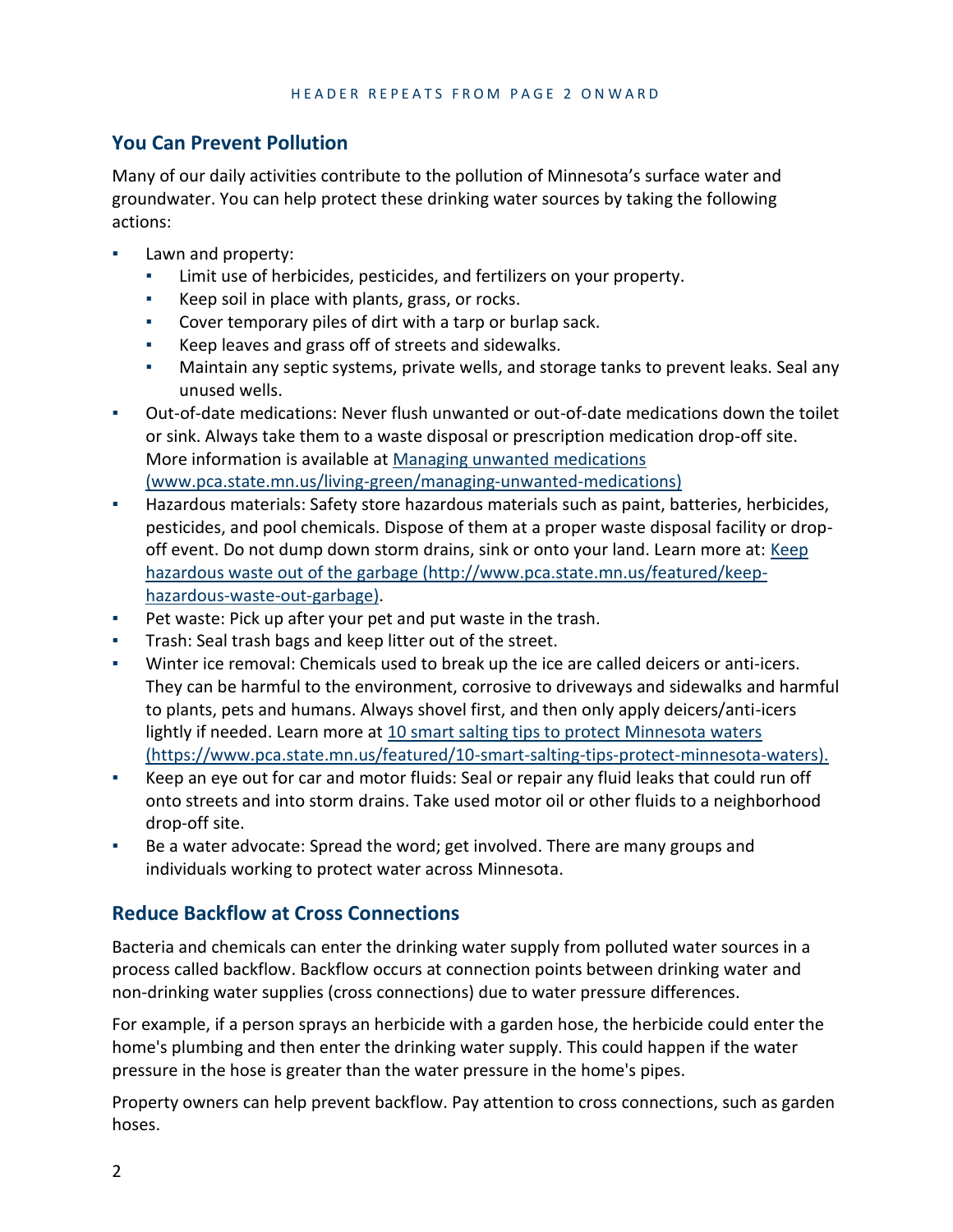## You Can Prevent Pollution

Many of our daily activities contribute to the pollution of Minnesota's surface water and groundwater. You can help protect these drinking water sources by taking the following actions:

- Lawn and property:
  - Limit use of herbicides, pesticides, and fertilizers on your property.
  - Keep soil in place with plants, grass, or rocks.
  - Cover temporary piles of dirt with a tarp or burlap sack.
  - Keep leaves and grass off of streets and sidewalks.
  - Maintain any septic systems, private wells, and storage tanks to prevent leaks. Seal any unused wells.
- Out-of-date medications: Never flush unwanted or out-of-date medications down the toilet or sink. Always take them to a waste disposal or prescription medication drop-off site. More information is available at [Managing unwanted medications (www.pca.state.mn.us/living-green/managing-unwanted-medications)](www.pca.state.mn.us/living-green/managing-unwanted-medications)
- Hazardous materials: Safety store hazardous materials such as paint, batteries, herbicides, pesticides, and pool chemicals. Dispose of them at a proper waste disposal facility or drop-off event. Do not dump down storm drains, sink or onto your land. Learn more at: [Keep hazardous waste out of the garbage (http://www.pca.state.mn.us/featured/keep-hazardous-waste-out-garbage)](http://www.pca.state.mn.us/featured/keep-hazardous-waste-out-garbage).
- Pet waste: Pick up after your pet and put waste in the trash.
- Trash: Seal trash bags and keep litter out of the street.
- Winter ice removal: Chemicals used to break up the ice are called deicers or anti-icers. They can be harmful to the environment, corrosive to driveways and sidewalks and harmful to plants, pets and humans. Always shovel first, and then only apply deicers/anti-icers lightly if needed. Learn more at [10 smart salting tips to protect Minnesota waters (https://www.pca.state.mn.us/featured/10-smart-salting-tips-protect-minnesota-waters).](https://www.pca.state.mn.us/featured/10-smart-salting-tips-protect-minnesota-waters)
- Keep an eye out for car and motor fluids: Seal or repair any fluid leaks that could run off onto streets and into storm drains. Take used motor oil or other fluids to a neighborhood drop-off site.
- Be a water advocate: Spread the word; get involved. There are many groups and individuals working to protect water across Minnesota.

## Reduce Backflow at Cross Connections

Bacteria and chemicals can enter the drinking water supply from polluted water sources in a process called backflow. Backflow occurs at connection points between drinking water and non-drinking water supplies (cross connections) due to water pressure differences.

For example, if a person sprays an herbicide with a garden hose, the herbicide could enter the home's plumbing and then enter the drinking water supply. This could happen if the water pressure in the hose is greater than the water pressure in the home's pipes.

Property owners can help prevent backflow. Pay attention to cross connections, such as garden hoses.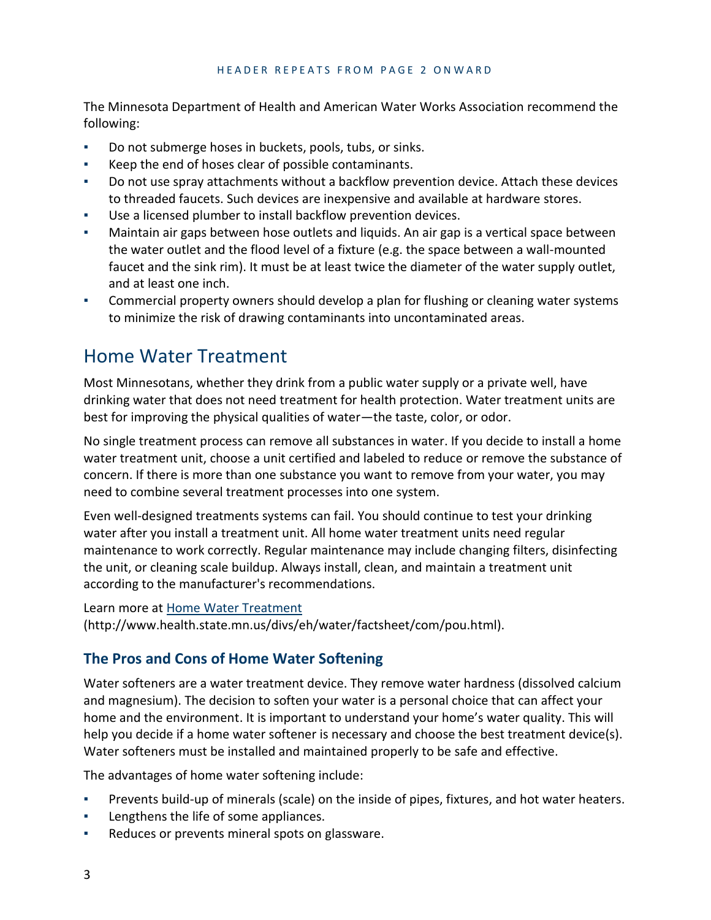The Minnesota Department of Health and American Water Works Association recommend the following:

- Do not submerge hoses in buckets, pools, tubs, or sinks.
- Keep the end of hoses clear of possible contaminants.
- Do not use spray attachments without a backflow prevention device. Attach these devices to threaded faucets. Such devices are inexpensive and available at hardware stores.
- Use a licensed plumber to install backflow prevention devices.
- Maintain air gaps between hose outlets and liquids. An air gap is a vertical space between the water outlet and the flood level of a fixture (e.g. the space between a wall-mounted faucet and the sink rim). It must be at least twice the diameter of the water supply outlet, and at least one inch.
- Commercial property owners should develop a plan for flushing or cleaning water systems to minimize the risk of drawing contaminants into uncontaminated areas.

## Home Water Treatment

Most Minnesotans, whether they drink from a public water supply or a private well, have drinking water that does not need treatment for health protection. Water treatment units are best for improving the physical qualities of water—the taste, color, or odor.

No single treatment process can remove all substances in water. If you decide to install a home water treatment unit, choose a unit certified and labeled to reduce or remove the substance of concern. If there is more than one substance you want to remove from your water, you may need to combine several treatment processes into one system.

Even well-designed treatments systems can fail. You should continue to test your drinking water after you install a treatment unit. All home water treatment units need regular maintenance to work correctly. Regular maintenance may include changing filters, disinfecting the unit, or cleaning scale buildup. Always install, clean, and maintain a treatment unit according to the manufacturer's recommendations.

Learn more at [Home Water Treatment](http://www.health.state.mn.us/divs/eh/water/factsheet/com/pou.html)
(http://www.health.state.mn.us/divs/eh/water/factsheet/com/pou.html).

### The Pros and Cons of Home Water Softening

Water softeners are a water treatment device. They remove water hardness (dissolved calcium and magnesium). The decision to soften your water is a personal choice that can affect your home and the environment. It is important to understand your home's water quality. This will help you decide if a home water softener is necessary and choose the best treatment device(s). Water softeners must be installed and maintained properly to be safe and effective.

The advantages of home water softening include:

- Prevents build-up of minerals (scale) on the inside of pipes, fixtures, and hot water heaters.
- Lengthens the life of some appliances.
- Reduces or prevents mineral spots on glassware.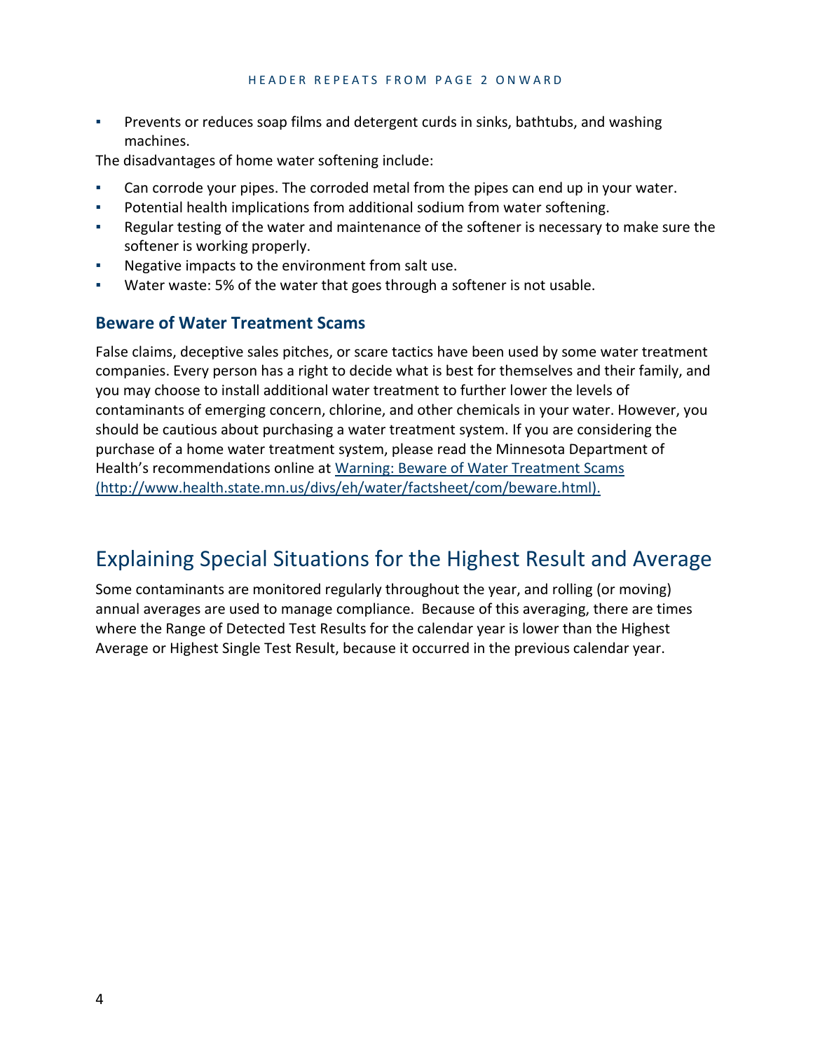- Prevents or reduces soap films and detergent curds in sinks, bathtubs, and washing machines.

The disadvantages of home water softening include:

- Can corrode your pipes. The corroded metal from the pipes can end up in your water.
- Potential health implications from additional sodium from water softening.
- Regular testing of the water and maintenance of the softener is necessary to make sure the softener is working properly.
- Negative impacts to the environment from salt use.
- Water waste: 5% of the water that goes through a softener is not usable.

### Beware of Water Treatment Scams

False claims, deceptive sales pitches, or scare tactics have been used by some water treatment companies. Every person has a right to decide what is best for themselves and their family, and you may choose to install additional water treatment to further lower the levels of contaminants of emerging concern, chlorine, and other chemicals in your water. However, you should be cautious about purchasing a water treatment system. If you are considering the purchase of a home water treatment system, please read the Minnesota Department of Health's recommendations online at [Warning: Beware of Water Treatment Scams (http://www.health.state.mn.us/divs/eh/water/factsheet/com/beware.html).](http://www.health.state.mn.us/divs/eh/water/factsheet/com/beware.html)

## Explaining Special Situations for the Highest Result and Average

Some contaminants are monitored regularly throughout the year, and rolling (or moving) annual averages are used to manage compliance. Because of this averaging, there are times where the Range of Detected Test Results for the calendar year is lower than the Highest Average or Highest Single Test Result, because it occurred in the previous calendar year.